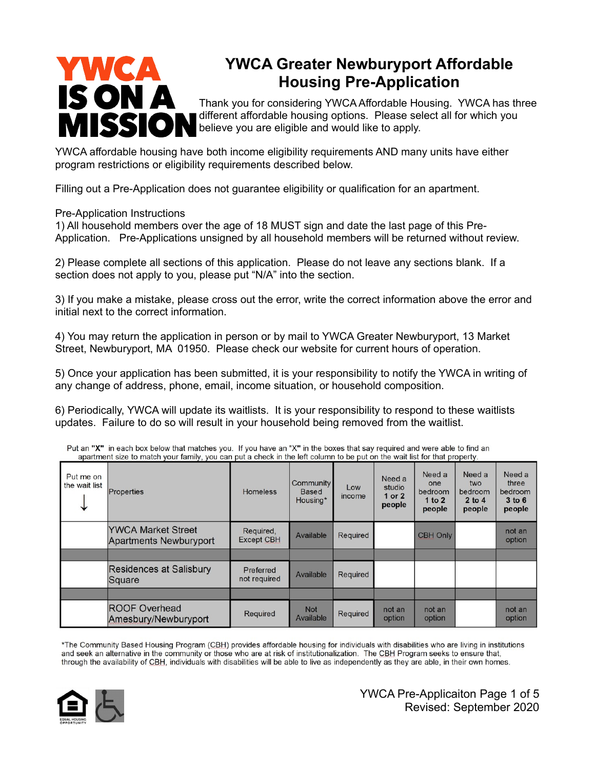YWCA IS ON A MISSION

# YWCA Greater Newburyport Affordable Housing Pre-Application

Thank you for considering YWCA Affordable Housing. YWCA has three different affordable housing options. Please select all for which you believe you are eligible and would like to apply.

YWCA affordable housing have both income eligibility requirements AND many units have either program restrictions or eligibility requirements described below.

Filling out a Pre-Application does not guarantee eligibility or qualification for an apartment.

Pre-Application Instructions

1) All household members over the age of 18 MUST sign and date the last page of this Pre-Application. Pre-Applications unsigned by all household members will be returned without review.

2) Please complete all sections of this application. Please do not leave any sections blank. If a section does not apply to you, please put "N/A" into the section.

3) If you make a mistake, please cross out the error, write the correct information above the error and initial next to the correct information.

4) You may return the application in person or by mail to YWCA Greater Newburyport, 13 Market Street, Newburyport, MA 01950. Please check our website for current hours of operation.

5) Once your application has been submitted, it is your responsibility to notify the YWCA in writing of any change of address, phone, email, income situation, or household composition.

6) Periodically, YWCA will update its waitlists. It is your responsibility to respond to these waitlists updates. Failure to do so will result in your household being removed from the waitlist.

Put an **"X"** in each box below that matches you. If you have an "X" in the boxes that say required and were able to find an apartment size to match your family, you can put a check in the left column to be put on the wait list for that property.

| Put me on the wait list ↓ | Properties | Homeless | Community Based Housing* | Low income | Need a studio **1 or 2 people** | Need a one bedroom **1 to 2 people** | Need a two bedroom **2 to 4 people** | Need a three bedroom **3 to 6 people** |
|---|---|---|---|---|---|---|---|---|
| | YWCA Market Street Apartments Newburyport | Required, Except CBH | Available | Required | | CBH Only | | not an option |
| | Residences at Salisbury Square | Preferred not required | Available | Required | | | | |
| | ROOF Overhead Amesbury/Newburyport | Required | Not Available | Required | not an option | not an option | | not an option |

*The Community Based Housing Program (CBH) provides affordable housing for individuals with disabilities who are living in institutions and seek an alternative in the community or those who are at risk of institutionalization. The CBH Program seeks to ensure that, through the availability of CBH, individuals with disabilities will be able to live as independently as they are able, in their own homes.

Revised: September 2020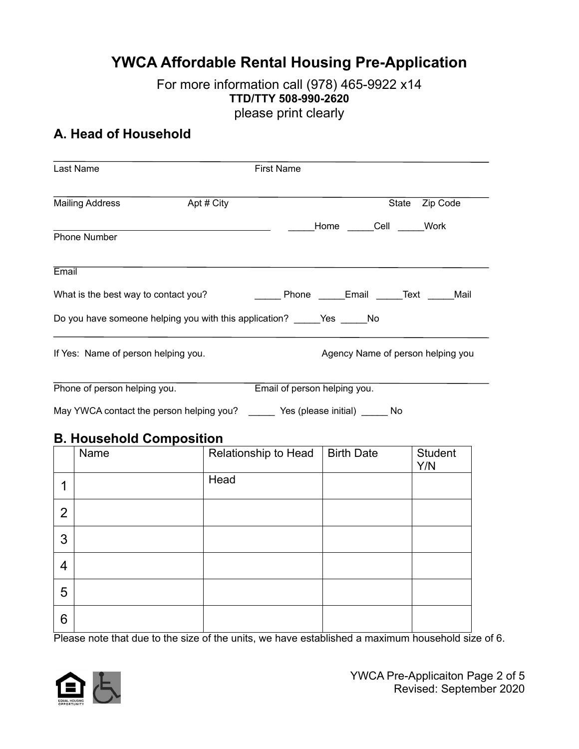# YWCA Affordable Rental Housing Pre-Application

For more information call (978) 465-9922 x14

**TTD/TTY 508-990-2620**

please print clearly

## A. Head of Household

Last Name _______________ First Name _______________

Mailing Address _______________ Apt # City _______________ State _______ Zip Code _______

Phone Number _______________ _____Home _____Cell _____Work

Email _______________

What is the best way to contact you? _____ Phone _____Email _____Text _____Mail

Do you have someone helping you with this application? _____Yes _____No

If Yes: Name of person helping you. _______________ Agency Name of person helping you _______________

Phone of person helping you. _______________ Email of person helping you. _______________

May YWCA contact the person helping you? _____ Yes (please initial) _____ No

## B. Household Composition

| | Name | Relationship to Head | Birth Date | Student Y/N |
|---|---|---|---|---|
| 1 | | Head | | |
| 2 | | | | |
| 3 | | | | |
| 4 | | | | |
| 5 | | | | |
| 6 | | | | |

Please note that due to the size of the units, we have established a maximum household size of 6.

Revised: September 2020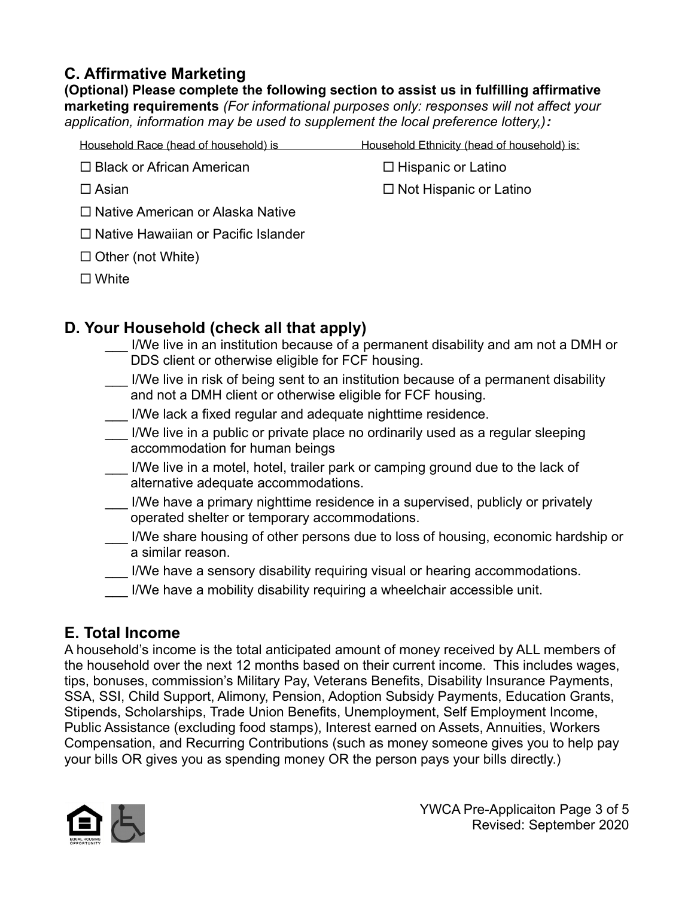## C. Affirmative Marketing

**(Optional) Please complete the following section to assist us in fulfilling affirmative marketing requirements** *(For informational purposes only: responses will not affect your application, information may be used to supplement the local preference lottery,)***:**

| Household Race (head of household) is | Household Ethnicity (head of household) is: |
|---|---|
| ☐ Black or African American | ☐ Hispanic or Latino |
| ☐ Asian | ☐ Not Hispanic or Latino |
| ☐ Native American or Alaska Native | |
| ☐ Native Hawaiian or Pacific Islander | |
| ☐ Other (not White) | |
| ☐ White | |

## D. Your Household (check all that apply)

- ___ I/We live in an institution because of a permanent disability and am not a DMH or DDS client or otherwise eligible for FCF housing.
- ___ I/We live in risk of being sent to an institution because of a permanent disability and not a DMH client or otherwise eligible for FCF housing.
- ___ I/We lack a fixed regular and adequate nighttime residence.
- ___ I/We live in a public or private place no ordinarily used as a regular sleeping accommodation for human beings
- ___ I/We live in a motel, hotel, trailer park or camping ground due to the lack of alternative adequate accommodations.
- ___ I/We have a primary nighttime residence in a supervised, publicly or privately operated shelter or temporary accommodations.
- ___ I/We share housing of other persons due to loss of housing, economic hardship or a similar reason.
- ___ I/We have a sensory disability requiring visual or hearing accommodations.
- ___ I/We have a mobility disability requiring a wheelchair accessible unit.

## E. Total Income

A household's income is the total anticipated amount of money received by ALL members of the household over the next 12 months based on their current income. This includes wages, tips, bonuses, commission's Military Pay, Veterans Benefits, Disability Insurance Payments, SSA, SSI, Child Support, Alimony, Pension, Adoption Subsidy Payments, Education Grants, Stipends, Scholarships, Trade Union Benefits, Unemployment, Self Employment Income, Public Assistance (excluding food stamps), Interest earned on Assets, Annuities, Workers Compensation, and Recurring Contributions (such as money someone gives you to help pay your bills OR gives you as spending money OR the person pays your bills directly.)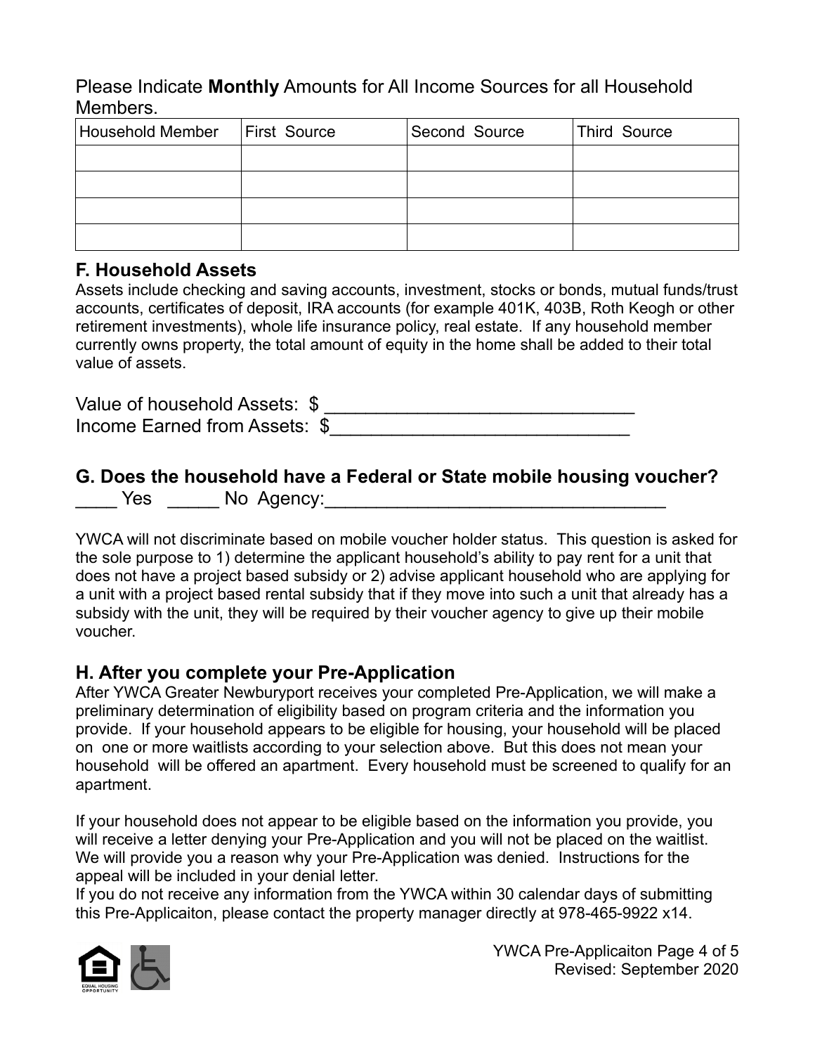Please Indicate **Monthly** Amounts for All Income Sources for all Household Members.

| Household Member | First Source | Second Source | Third Source |
|---|---|---|---|
| | | | |
| | | | |
| | | | |
| | | | |

## F. Household Assets

Assets include checking and saving accounts, investment, stocks or bonds, mutual funds/trust accounts, certificates of deposit, IRA accounts (for example 401K, 403B, Roth Keogh or other retirement investments), whole life insurance policy, real estate. If any household member currently owns property, the total amount of equity in the home shall be added to their total value of assets.

Value of household Assets: $ _______________________________

Income Earned from Assets: $_____________________________

## G. Does the household have a Federal or State mobile housing voucher?

____ Yes _____ No Agency:__________________________________

YWCA will not discriminate based on mobile voucher holder status. This question is asked for the sole purpose to 1) determine the applicant household's ability to pay rent for a unit that does not have a project based subsidy or 2) advise applicant household who are applying for a unit with a project based rental subsidy that if they move into such a unit that already has a subsidy with the unit, they will be required by their voucher agency to give up their mobile voucher.

## H. After you complete your Pre-Application

After YWCA Greater Newburyport receives your completed Pre-Application, we will make a preliminary determination of eligibility based on program criteria and the information you provide. If your household appears to be eligible for housing, your household will be placed on one or more waitlists according to your selection above. But this does not mean your household will be offered an apartment. Every household must be screened to qualify for an apartment.

If your household does not appear to be eligible based on the information you provide, you will receive a letter denying your Pre-Application and you will not be placed on the waitlist. We will provide you a reason why your Pre-Application was denied. Instructions for the appeal will be included in your denial letter.

If you do not receive any information from the YWCA within 30 calendar days of submitting this Pre-Applicaiton, please contact the property manager directly at 978-465-9922 x14.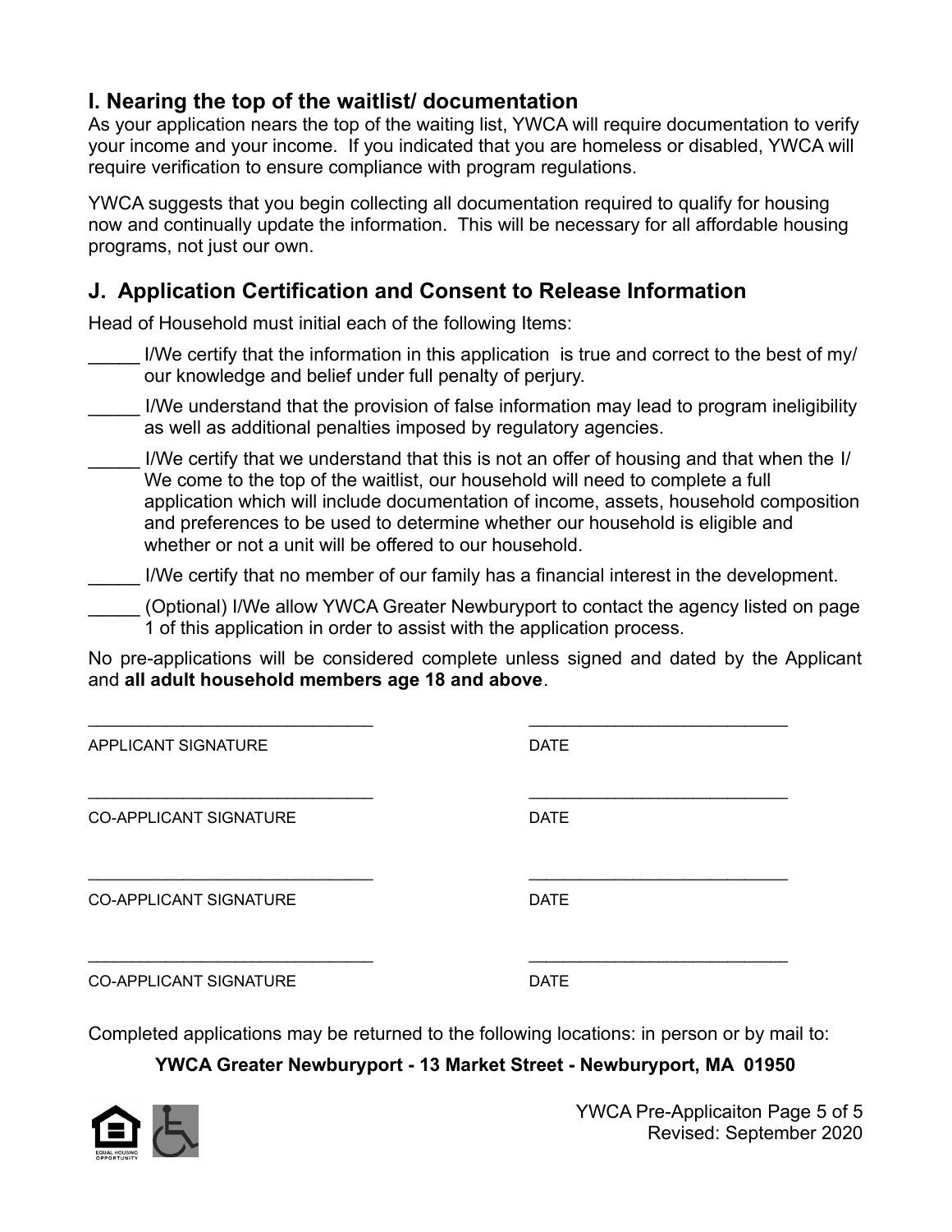## I. Nearing the top of the waitlist/ documentation

As your application nears the top of the waiting list, YWCA will require documentation to verify your income and your income. If you indicated that you are homeless or disabled, YWCA will require verification to ensure compliance with program regulations.

YWCA suggests that you begin collecting all documentation required to qualify for housing now and continually update the information. This will be necessary for all affordable housing programs, not just our own.

## J. Application Certification and Consent to Release Information

Head of Household must initial each of the following Items:

_____ I/We certify that the information in this application is true and correct to the best of my/our knowledge and belief under full penalty of perjury.

_____ I/We understand that the provision of false information may lead to program ineligibility as well as additional penalties imposed by regulatory agencies.

_____ I/We certify that we understand that this is not an offer of housing and that when the I/We come to the top of the waitlist, our household will need to complete a full application which will include documentation of income, assets, household composition and preferences to be used to determine whether our household is eligible and whether or not a unit will be offered to our household.

_____ I/We certify that no member of our family has a financial interest in the development.

_____ (Optional) I/We allow YWCA Greater Newburyport to contact the agency listed on page 1 of this application in order to assist with the application process.

No pre-applications will be considered complete unless signed and dated by the Applicant and **all adult household members age 18 and above**.

______________________________ ___________________________

APPLICANT SIGNATURE DATE

______________________________ ___________________________

CO-APPLICANT SIGNATURE DATE

______________________________ ___________________________

CO-APPLICANT SIGNATURE DATE

______________________________ ___________________________

CO-APPLICANT SIGNATURE DATE

Completed applications may be returned to the following locations: in person or by mail to:

**YWCA Greater Newburyport - 13 Market Street - Newburyport, MA 01950**

YWCA Pre-Applicaiton Page 5 of 5
Revised: September 2020